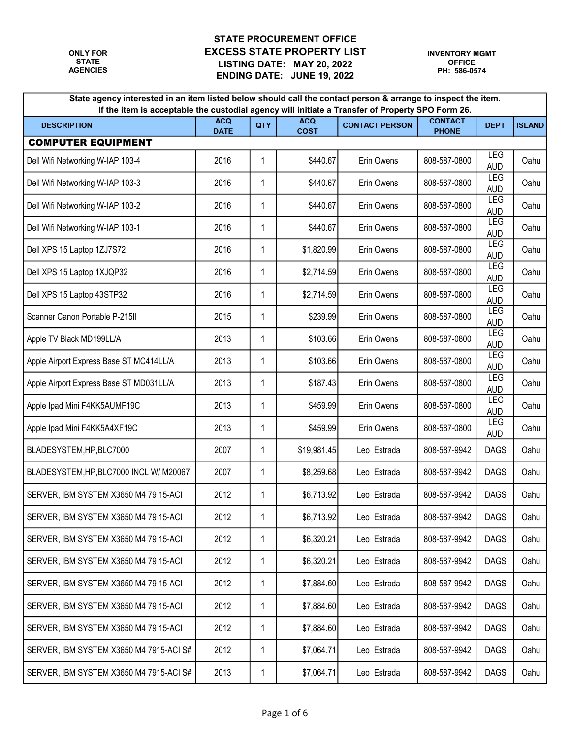ONLY FOR STATE AGENCIES

# STATE PROCUREMENT OFFICE
# EXCESS STATE PROPERTY LIST

**LISTING DATE: MAY 20, 2022**
**ENDING DATE: JUNE 19, 2022**

INVENTORY MGMT OFFICE
PH: 586-0574

**State agency interested in an item listed below should call the contact person & arrange to inspect the item. If the item is acceptable the custodial agency will initiate a Transfer of Property SPO Form 26.**

| DESCRIPTION | ACQ DATE | QTY | ACQ COST | CONTACT PERSON | CONTACT PHONE | DEPT | ISLAND |
|---|---|---|---|---|---|---|---|
| **COMPUTER EQUIPMENT** | | | | | | | |
| Dell Wifi Networking W-IAP 103-4 | 2016 | 1 | $440.67 | Erin Owens | 808-587-0800 | LEG AUD | Oahu |
| Dell Wifi Networking W-IAP 103-3 | 2016 | 1 | $440.67 | Erin Owens | 808-587-0800 | LEG AUD | Oahu |
| Dell Wifi Networking W-IAP 103-2 | 2016 | 1 | $440.67 | Erin Owens | 808-587-0800 | LEG AUD | Oahu |
| Dell Wifi Networking W-IAP 103-1 | 2016 | 1 | $440.67 | Erin Owens | 808-587-0800 | LEG AUD | Oahu |
| Dell XPS 15 Laptop 1ZJ7S72 | 2016 | 1 | $1,820.99 | Erin Owens | 808-587-0800 | LEG AUD | Oahu |
| Dell XPS 15 Laptop 1XJQP32 | 2016 | 1 | $2,714.59 | Erin Owens | 808-587-0800 | LEG AUD | Oahu |
| Dell XPS 15 Laptop 43STP32 | 2016 | 1 | $2,714.59 | Erin Owens | 808-587-0800 | LEG AUD | Oahu |
| Scanner Canon Portable P-215II | 2015 | 1 | $239.99 | Erin Owens | 808-587-0800 | LEG AUD | Oahu |
| Apple TV Black MD199LL/A | 2013 | 1 | $103.66 | Erin Owens | 808-587-0800 | LEG AUD | Oahu |
| Apple Airport Express Base ST MC414LL/A | 2013 | 1 | $103.66 | Erin Owens | 808-587-0800 | LEG AUD | Oahu |
| Apple Airport Express Base ST MD031LL/A | 2013 | 1 | $187.43 | Erin Owens | 808-587-0800 | LEG AUD | Oahu |
| Apple Ipad Mini F4KK5AUMF19C | 2013 | 1 | $459.99 | Erin Owens | 808-587-0800 | LEG AUD | Oahu |
| Apple Ipad Mini F4KK5A4XF19C | 2013 | 1 | $459.99 | Erin Owens | 808-587-0800 | LEG AUD | Oahu |
| BLADESYSTEM,HP,BLC7000 | 2007 | 1 | $19,981.45 | Leo Estrada | 808-587-9942 | DAGS | Oahu |
| BLADESYSTEM,HP,BLC7000 INCL W/ M20067 | 2007 | 1 | $8,259.68 | Leo Estrada | 808-587-9942 | DAGS | Oahu |
| SERVER, IBM SYSTEM X3650 M4 79 15-ACI | 2012 | 1 | $6,713.92 | Leo Estrada | 808-587-9942 | DAGS | Oahu |
| SERVER, IBM SYSTEM X3650 M4 79 15-ACI | 2012 | 1 | $6,713.92 | Leo Estrada | 808-587-9942 | DAGS | Oahu |
| SERVER, IBM SYSTEM X3650 M4 79 15-ACI | 2012 | 1 | $6,320.21 | Leo Estrada | 808-587-9942 | DAGS | Oahu |
| SERVER, IBM SYSTEM X3650 M4 79 15-ACI | 2012 | 1 | $6,320.21 | Leo Estrada | 808-587-9942 | DAGS | Oahu |
| SERVER, IBM SYSTEM X3650 M4 79 15-ACI | 2012 | 1 | $7,884.60 | Leo Estrada | 808-587-9942 | DAGS | Oahu |
| SERVER, IBM SYSTEM X3650 M4 79 15-ACI | 2012 | 1 | $7,884.60 | Leo Estrada | 808-587-9942 | DAGS | Oahu |
| SERVER, IBM SYSTEM X3650 M4 79 15-ACI | 2012 | 1 | $7,884.60 | Leo Estrada | 808-587-9942 | DAGS | Oahu |
| SERVER, IBM SYSTEM X3650 M4 7915-ACI S# | 2012 | 1 | $7,064.71 | Leo Estrada | 808-587-9942 | DAGS | Oahu |
| SERVER, IBM SYSTEM X3650 M4 7915-ACI S# | 2013 | 1 | $7,064.71 | Leo Estrada | 808-587-9942 | DAGS | Oahu |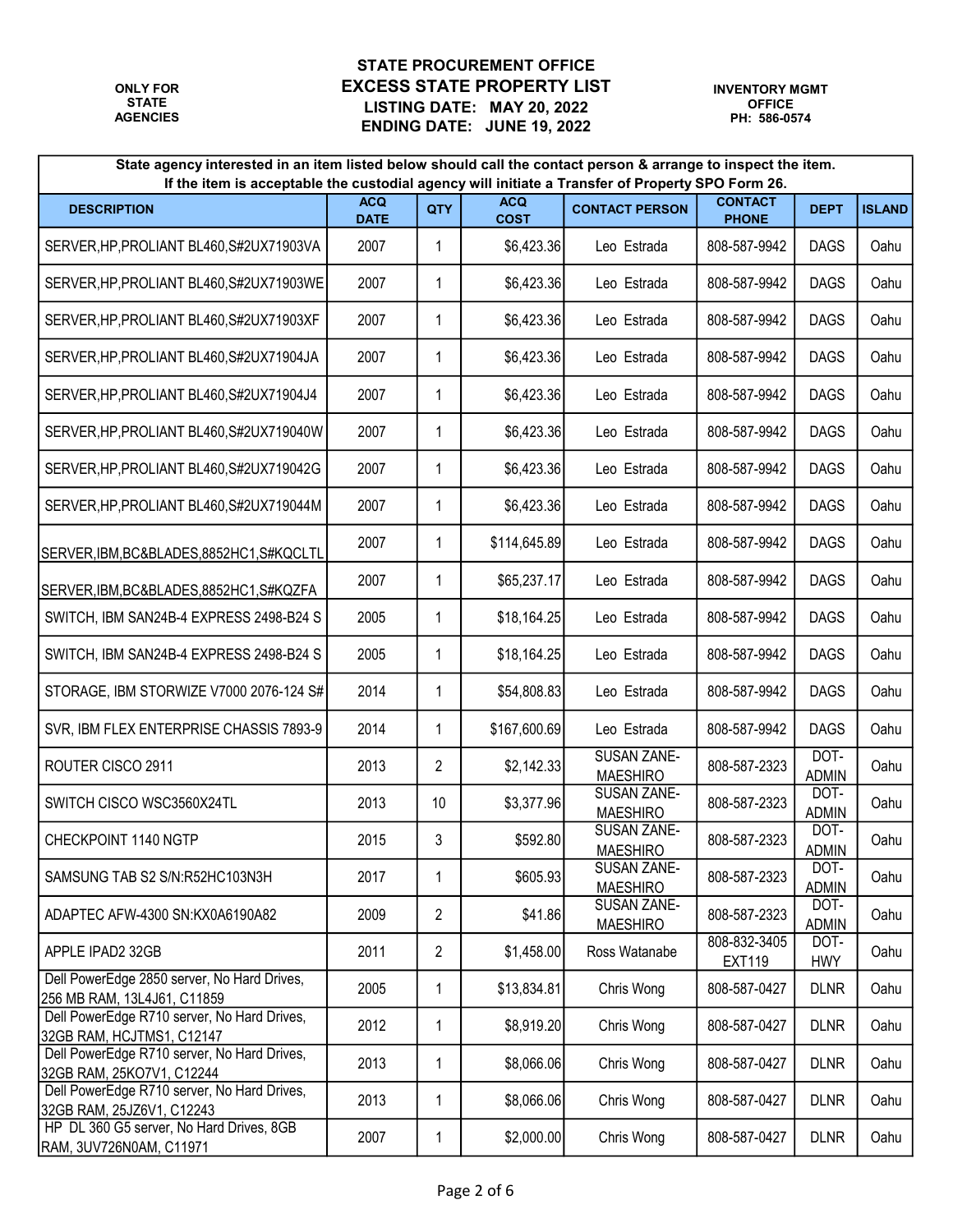ONLY FOR STATE AGENCIES

# STATE PROCUREMENT OFFICE
## EXCESS STATE PROPERTY LIST
### LISTING DATE: MAY 20, 2022
### ENDING DATE: JUNE 19, 2022

INVENTORY MGMT OFFICE
PH: 586-0574

**State agency interested in an item listed below should call the contact person & arrange to inspect the item. If the item is acceptable the custodial agency will initiate a Transfer of Property SPO Form 26.**

| DESCRIPTION | ACQ DATE | QTY | ACQ COST | CONTACT PERSON | CONTACT PHONE | DEPT | ISLAND |
|---|---|---|---|---|---|---|---|
| SERVER,HP,PROLIANT BL460,S#2UX71903VA | 2007 | 1 | $6,423.36 | Leo Estrada | 808-587-9942 | DAGS | Oahu |
| SERVER,HP,PROLIANT BL460,S#2UX71903WE | 2007 | 1 | $6,423.36 | Leo Estrada | 808-587-9942 | DAGS | Oahu |
| SERVER,HP,PROLIANT BL460,S#2UX71903XF | 2007 | 1 | $6,423.36 | Leo Estrada | 808-587-9942 | DAGS | Oahu |
| SERVER,HP,PROLIANT BL460,S#2UX71904JA | 2007 | 1 | $6,423.36 | Leo Estrada | 808-587-9942 | DAGS | Oahu |
| SERVER,HP,PROLIANT BL460,S#2UX71904J4 | 2007 | 1 | $6,423.36 | Leo Estrada | 808-587-9942 | DAGS | Oahu |
| SERVER,HP,PROLIANT BL460,S#2UX719040W | 2007 | 1 | $6,423.36 | Leo Estrada | 808-587-9942 | DAGS | Oahu |
| SERVER,HP,PROLIANT BL460,S#2UX719042G | 2007 | 1 | $6,423.36 | Leo Estrada | 808-587-9942 | DAGS | Oahu |
| SERVER,HP,PROLIANT BL460,S#2UX719044M | 2007 | 1 | $6,423.36 | Leo Estrada | 808-587-9942 | DAGS | Oahu |
| SERVER,IBM,BC&BLADES,8852HC1,S#KQCLTL | 2007 | 1 | $114,645.89 | Leo Estrada | 808-587-9942 | DAGS | Oahu |
| SERVER,IBM,BC&BLADES,8852HC1,S#KQZFA | 2007 | 1 | $65,237.17 | Leo Estrada | 808-587-9942 | DAGS | Oahu |
| SWITCH, IBM SAN24B-4 EXPRESS 2498-B24 S | 2005 | 1 | $18,164.25 | Leo Estrada | 808-587-9942 | DAGS | Oahu |
| SWITCH, IBM SAN24B-4 EXPRESS 2498-B24 S | 2005 | 1 | $18,164.25 | Leo Estrada | 808-587-9942 | DAGS | Oahu |
| STORAGE, IBM STORWIZE V7000 2076-124 S# | 2014 | 1 | $54,808.83 | Leo Estrada | 808-587-9942 | DAGS | Oahu |
| SVR, IBM FLEX ENTERPRISE CHASSIS 7893-9 | 2014 | 1 | $167,600.69 | Leo Estrada | 808-587-9942 | DAGS | Oahu |
| ROUTER CISCO 2911 | 2013 | 2 | $2,142.33 | SUSAN ZANE-MAESHIRO | 808-587-2323 | DOT-ADMIN | Oahu |
| SWITCH CISCO WSC3560X24TL | 2013 | 10 | $3,377.96 | SUSAN ZANE-MAESHIRO | 808-587-2323 | DOT-ADMIN | Oahu |
| CHECKPOINT 1140 NGTP | 2015 | 3 | $592.80 | SUSAN ZANE-MAESHIRO | 808-587-2323 | DOT-ADMIN | Oahu |
| SAMSUNG TAB S2 S/N:R52HC103N3H | 2017 | 1 | $605.93 | SUSAN ZANE-MAESHIRO | 808-587-2323 | DOT-ADMIN | Oahu |
| ADAPTEC AFW-4300 SN:KX0A6190A82 | 2009 | 2 | $41.86 | SUSAN ZANE-MAESHIRO | 808-587-2323 | DOT-ADMIN | Oahu |
| APPLE IPAD2 32GB | 2011 | 2 | $1,458.00 | Ross Watanabe | 808-832-3405 EXT119 | DOT-HWY | Oahu |
| Dell PowerEdge 2850 server, No Hard Drives, 256 MB RAM, 13L4J61, C11859 | 2005 | 1 | $13,834.81 | Chris Wong | 808-587-0427 | DLNR | Oahu |
| Dell PowerEdge R710 server, No Hard Drives, 32GB RAM, HCJTMS1, C12147 | 2012 | 1 | $8,919.20 | Chris Wong | 808-587-0427 | DLNR | Oahu |
| Dell PowerEdge R710 server, No Hard Drives, 32GB RAM, 25KO7V1, C12244 | 2013 | 1 | $8,066.06 | Chris Wong | 808-587-0427 | DLNR | Oahu |
| Dell PowerEdge R710 server, No Hard Drives, 32GB RAM, 25JZ6V1, C12243 | 2013 | 1 | $8,066.06 | Chris Wong | 808-587-0427 | DLNR | Oahu |
| HP DL 360 G5 server, No Hard Drives, 8GB RAM, 3UV726N0AM, C11971 | 2007 | 1 | $2,000.00 | Chris Wong | 808-587-0427 | DLNR | Oahu |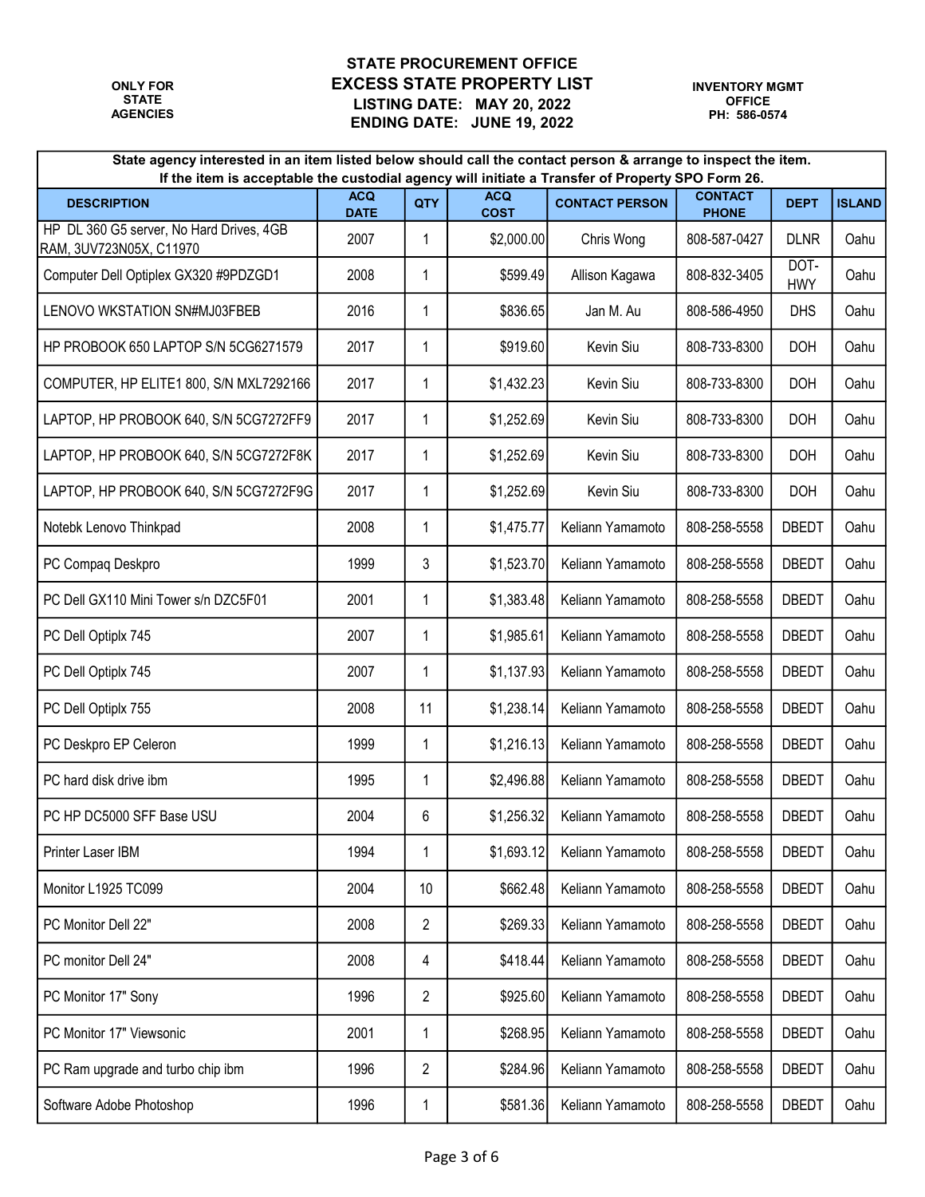ONLY FOR STATE AGENCIES

# STATE PROCUREMENT OFFICE
## EXCESS STATE PROPERTY LIST
**LISTING DATE: MAY 20, 2022**
**ENDING DATE: JUNE 19, 2022**

INVENTORY MGMT OFFICE
PH: 586-0574

**State agency interested in an item listed below should call the contact person & arrange to inspect the item. If the item is acceptable the custodial agency will initiate a Transfer of Property SPO Form 26.**

| DESCRIPTION | ACQ DATE | QTY | ACQ COST | CONTACT PERSON | CONTACT PHONE | DEPT | ISLAND |
|---|---|---|---|---|---|---|---|
| HP DL 360 G5 server, No Hard Drives, 4GB RAM, 3UV723N05X, C11970 | 2007 | 1 | $2,000.00 | Chris Wong | 808-587-0427 | DLNR | Oahu |
| Computer Dell Optiplex GX320 #9PDZGD1 | 2008 | 1 | $599.49 | Allison Kagawa | 808-832-3405 | DOT-HWY | Oahu |
| LENOVO WKSTATION SN#MJ03FBEB | 2016 | 1 | $836.65 | Jan M. Au | 808-586-4950 | DHS | Oahu |
| HP PROBOOK 650 LAPTOP S/N 5CG6271579 | 2017 | 1 | $919.60 | Kevin Siu | 808-733-8300 | DOH | Oahu |
| COMPUTER, HP ELITE1 800, S/N MXL7292166 | 2017 | 1 | $1,432.23 | Kevin Siu | 808-733-8300 | DOH | Oahu |
| LAPTOP, HP PROBOOK 640, S/N 5CG7272FF9 | 2017 | 1 | $1,252.69 | Kevin Siu | 808-733-8300 | DOH | Oahu |
| LAPTOP, HP PROBOOK 640, S/N 5CG7272F8K | 2017 | 1 | $1,252.69 | Kevin Siu | 808-733-8300 | DOH | Oahu |
| LAPTOP, HP PROBOOK 640, S/N 5CG7272F9G | 2017 | 1 | $1,252.69 | Kevin Siu | 808-733-8300 | DOH | Oahu |
| Notebk Lenovo Thinkpad | 2008 | 1 | $1,475.77 | Keliann Yamamoto | 808-258-5558 | DBEDT | Oahu |
| PC Compaq Deskpro | 1999 | 3 | $1,523.70 | Keliann Yamamoto | 808-258-5558 | DBEDT | Oahu |
| PC Dell GX110 Mini Tower s/n DZC5F01 | 2001 | 1 | $1,383.48 | Keliann Yamamoto | 808-258-5558 | DBEDT | Oahu |
| PC Dell Optiplx 745 | 2007 | 1 | $1,985.61 | Keliann Yamamoto | 808-258-5558 | DBEDT | Oahu |
| PC Dell Optiplx 745 | 2007 | 1 | $1,137.93 | Keliann Yamamoto | 808-258-5558 | DBEDT | Oahu |
| PC Dell Optiplx 755 | 2008 | 11 | $1,238.14 | Keliann Yamamoto | 808-258-5558 | DBEDT | Oahu |
| PC Deskpro EP Celeron | 1999 | 1 | $1,216.13 | Keliann Yamamoto | 808-258-5558 | DBEDT | Oahu |
| PC hard disk drive ibm | 1995 | 1 | $2,496.88 | Keliann Yamamoto | 808-258-5558 | DBEDT | Oahu |
| PC HP DC5000 SFF Base USU | 2004 | 6 | $1,256.32 | Keliann Yamamoto | 808-258-5558 | DBEDT | Oahu |
| Printer Laser IBM | 1994 | 1 | $1,693.12 | Keliann Yamamoto | 808-258-5558 | DBEDT | Oahu |
| Monitor L1925 TC099 | 2004 | 10 | $662.48 | Keliann Yamamoto | 808-258-5558 | DBEDT | Oahu |
| PC Monitor Dell 22" | 2008 | 2 | $269.33 | Keliann Yamamoto | 808-258-5558 | DBEDT | Oahu |
| PC monitor Dell 24" | 2008 | 4 | $418.44 | Keliann Yamamoto | 808-258-5558 | DBEDT | Oahu |
| PC Monitor 17" Sony | 1996 | 2 | $925.60 | Keliann Yamamoto | 808-258-5558 | DBEDT | Oahu |
| PC Monitor 17" Viewsonic | 2001 | 1 | $268.95 | Keliann Yamamoto | 808-258-5558 | DBEDT | Oahu |
| PC Ram upgrade and turbo chip ibm | 1996 | 2 | $284.96 | Keliann Yamamoto | 808-258-5558 | DBEDT | Oahu |
| Software Adobe Photoshop | 1996 | 1 | $581.36 | Keliann Yamamoto | 808-258-5558 | DBEDT | Oahu |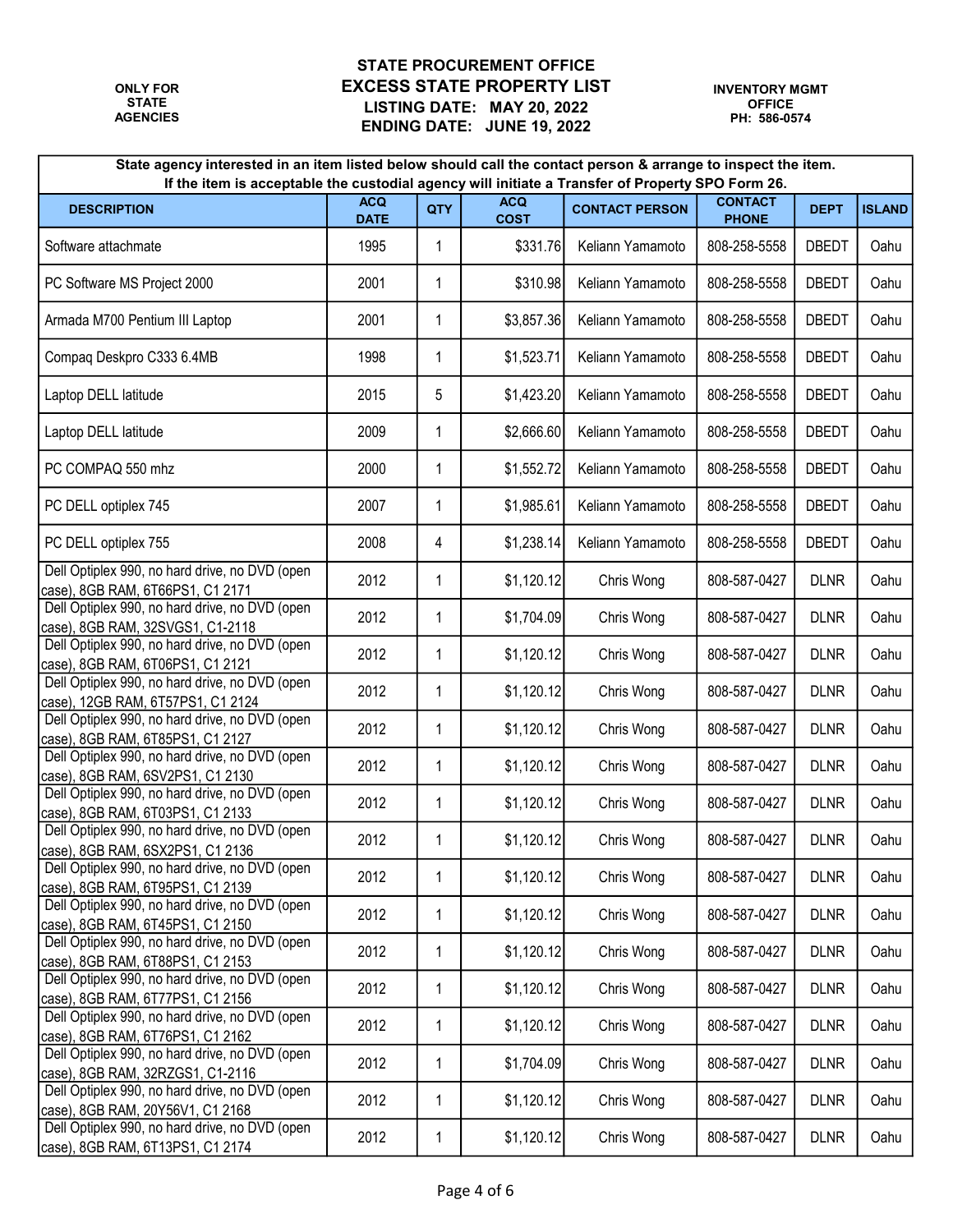ONLY FOR STATE AGENCIES

# STATE PROCUREMENT OFFICE
## EXCESS STATE PROPERTY LIST
### LISTING DATE: MAY 20, 2022
### ENDING DATE: JUNE 19, 2022

INVENTORY MGMT OFFICE
PH: 586-0574

**State agency interested in an item listed below should call the contact person & arrange to inspect the item. If the item is acceptable the custodial agency will initiate a Transfer of Property SPO Form 26.**

| DESCRIPTION | ACQ DATE | QTY | ACQ COST | CONTACT PERSON | CONTACT PHONE | DEPT | ISLAND |
|---|---|---|---|---|---|---|---|
| Software attachmate | 1995 | 1 | $331.76 | Keliann Yamamoto | 808-258-5558 | DBEDT | Oahu |
| PC Software MS Project 2000 | 2001 | 1 | $310.98 | Keliann Yamamoto | 808-258-5558 | DBEDT | Oahu |
| Armada M700 Pentium III Laptop | 2001 | 1 | $3,857.36 | Keliann Yamamoto | 808-258-5558 | DBEDT | Oahu |
| Compaq Deskpro C333 6.4MB | 1998 | 1 | $1,523.71 | Keliann Yamamoto | 808-258-5558 | DBEDT | Oahu |
| Laptop DELL latitude | 2015 | 5 | $1,423.20 | Keliann Yamamoto | 808-258-5558 | DBEDT | Oahu |
| Laptop DELL latitude | 2009 | 1 | $2,666.60 | Keliann Yamamoto | 808-258-5558 | DBEDT | Oahu |
| PC COMPAQ 550 mhz | 2000 | 1 | $1,552.72 | Keliann Yamamoto | 808-258-5558 | DBEDT | Oahu |
| PC DELL optiplex 745 | 2007 | 1 | $1,985.61 | Keliann Yamamoto | 808-258-5558 | DBEDT | Oahu |
| PC DELL optiplex 755 | 2008 | 4 | $1,238.14 | Keliann Yamamoto | 808-258-5558 | DBEDT | Oahu |
| Dell Optiplex 990, no hard drive, no DVD (open case), 8GB RAM, 6T66PS1, C1 2171 | 2012 | 1 | $1,120.12 | Chris Wong | 808-587-0427 | DLNR | Oahu |
| Dell Optiplex 990, no hard drive, no DVD (open case), 8GB RAM, 32SVGS1, C1-2118 | 2012 | 1 | $1,704.09 | Chris Wong | 808-587-0427 | DLNR | Oahu |
| Dell Optiplex 990, no hard drive, no DVD (open case), 8GB RAM, 6T06PS1, C1 2121 | 2012 | 1 | $1,120.12 | Chris Wong | 808-587-0427 | DLNR | Oahu |
| Dell Optiplex 990, no hard drive, no DVD (open case), 12GB RAM, 6T57PS1, C1 2124 | 2012 | 1 | $1,120.12 | Chris Wong | 808-587-0427 | DLNR | Oahu |
| Dell Optiplex 990, no hard drive, no DVD (open case), 8GB RAM, 6T85PS1, C1 2127 | 2012 | 1 | $1,120.12 | Chris Wong | 808-587-0427 | DLNR | Oahu |
| Dell Optiplex 990, no hard drive, no DVD (open case), 8GB RAM, 6SV2PS1, C1 2130 | 2012 | 1 | $1,120.12 | Chris Wong | 808-587-0427 | DLNR | Oahu |
| Dell Optiplex 990, no hard drive, no DVD (open case), 8GB RAM, 6T03PS1, C1 2133 | 2012 | 1 | $1,120.12 | Chris Wong | 808-587-0427 | DLNR | Oahu |
| Dell Optiplex 990, no hard drive, no DVD (open case), 8GB RAM, 6SX2PS1, C1 2136 | 2012 | 1 | $1,120.12 | Chris Wong | 808-587-0427 | DLNR | Oahu |
| Dell Optiplex 990, no hard drive, no DVD (open case), 8GB RAM, 6T95PS1, C1 2139 | 2012 | 1 | $1,120.12 | Chris Wong | 808-587-0427 | DLNR | Oahu |
| Dell Optiplex 990, no hard drive, no DVD (open case), 8GB RAM, 6T45PS1, C1 2150 | 2012 | 1 | $1,120.12 | Chris Wong | 808-587-0427 | DLNR | Oahu |
| Dell Optiplex 990, no hard drive, no DVD (open case), 8GB RAM, 6T88PS1, C1 2153 | 2012 | 1 | $1,120.12 | Chris Wong | 808-587-0427 | DLNR | Oahu |
| Dell Optiplex 990, no hard drive, no DVD (open case), 8GB RAM, 6T77PS1, C1 2156 | 2012 | 1 | $1,120.12 | Chris Wong | 808-587-0427 | DLNR | Oahu |
| Dell Optiplex 990, no hard drive, no DVD (open case), 8GB RAM, 6T76PS1, C1 2162 | 2012 | 1 | $1,120.12 | Chris Wong | 808-587-0427 | DLNR | Oahu |
| Dell Optiplex 990, no hard drive, no DVD (open case), 8GB RAM, 32RZGS1, C1-2116 | 2012 | 1 | $1,704.09 | Chris Wong | 808-587-0427 | DLNR | Oahu |
| Dell Optiplex 990, no hard drive, no DVD (open case), 8GB RAM, 20Y56V1, C1 2168 | 2012 | 1 | $1,120.12 | Chris Wong | 808-587-0427 | DLNR | Oahu |
| Dell Optiplex 990, no hard drive, no DVD (open case), 8GB RAM, 6T13PS1, C1 2174 | 2012 | 1 | $1,120.12 | Chris Wong | 808-587-0427 | DLNR | Oahu |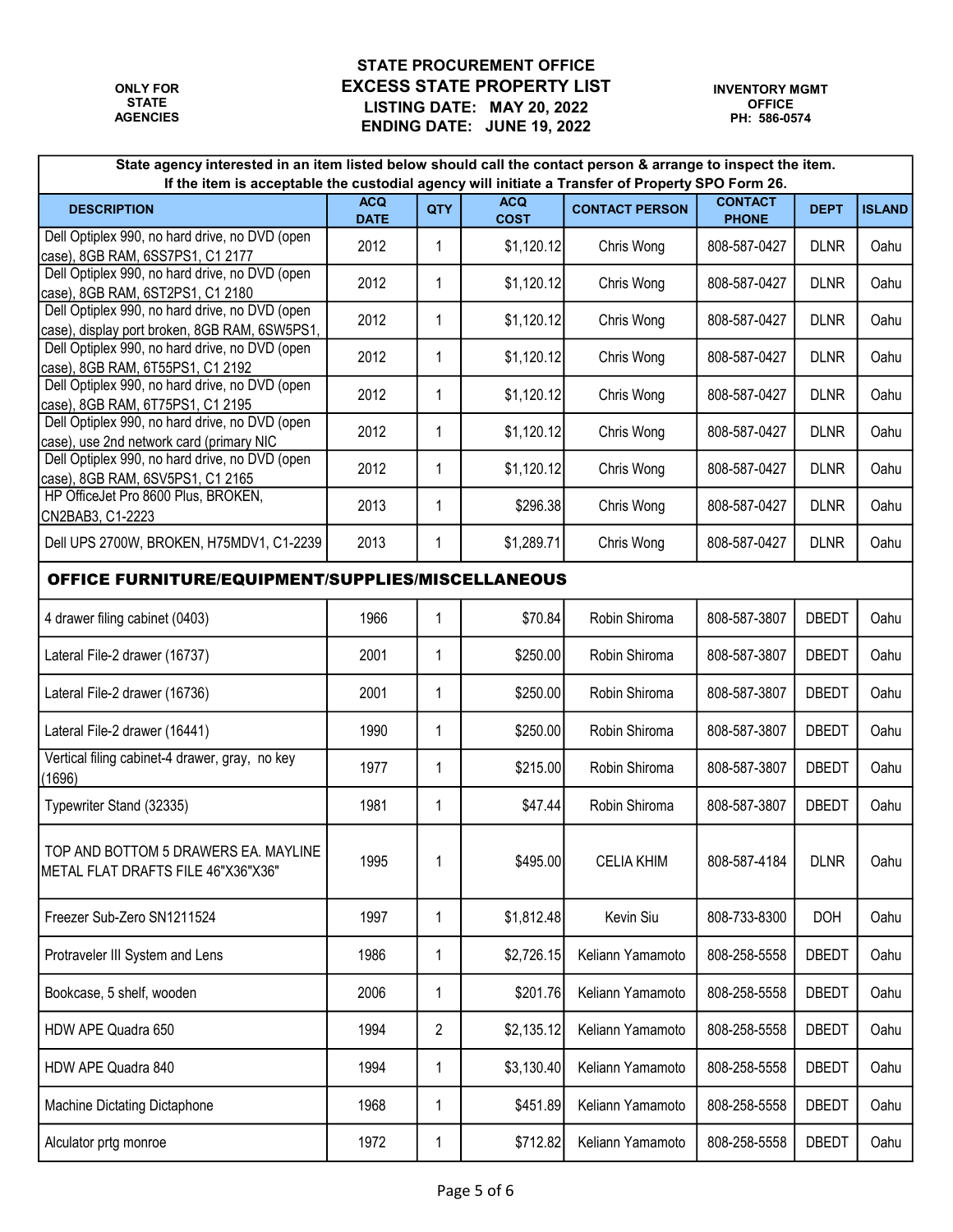ONLY FOR STATE AGENCIES

# STATE PROCUREMENT OFFICE
## EXCESS STATE PROPERTY LIST
### LISTING DATE: MAY 20, 2022
### ENDING DATE: JUNE 19, 2022

INVENTORY MGMT OFFICE
PH: 586-0574

State agency interested in an item listed below should call the contact person & arrange to inspect the item. If the item is acceptable the custodial agency will initiate a Transfer of Property SPO Form 26.

| DESCRIPTION | ACQ DATE | QTY | ACQ COST | CONTACT PERSON | CONTACT PHONE | DEPT | ISLAND |
|---|---|---|---|---|---|---|---|
| Dell Optiplex 990, no hard drive, no DVD (open case), 8GB RAM, 6SS7PS1, C1 2177 | 2012 | 1 | $1,120.12 | Chris Wong | 808-587-0427 | DLNR | Oahu |
| Dell Optiplex 990, no hard drive, no DVD (open case), 8GB RAM, 6ST2PS1, C1 2180 | 2012 | 1 | $1,120.12 | Chris Wong | 808-587-0427 | DLNR | Oahu |
| Dell Optiplex 990, no hard drive, no DVD (open case), display port broken, 8GB RAM, 6SW5PS1, | 2012 | 1 | $1,120.12 | Chris Wong | 808-587-0427 | DLNR | Oahu |
| Dell Optiplex 990, no hard drive, no DVD (open case), 8GB RAM, 6T55PS1, C1 2192 | 2012 | 1 | $1,120.12 | Chris Wong | 808-587-0427 | DLNR | Oahu |
| Dell Optiplex 990, no hard drive, no DVD (open case), 8GB RAM, 6T75PS1, C1 2195 | 2012 | 1 | $1,120.12 | Chris Wong | 808-587-0427 | DLNR | Oahu |
| Dell Optiplex 990, no hard drive, no DVD (open case), use 2nd network card (primary NIC | 2012 | 1 | $1,120.12 | Chris Wong | 808-587-0427 | DLNR | Oahu |
| Dell Optiplex 990, no hard drive, no DVD (open case), 8GB RAM, 6SV5PS1, C1 2165 | 2012 | 1 | $1,120.12 | Chris Wong | 808-587-0427 | DLNR | Oahu |
| HP OfficeJet Pro 8600 Plus, BROKEN, CN2BAB3, C1-2223 | 2013 | 1 | $296.38 | Chris Wong | 808-587-0427 | DLNR | Oahu |
| Dell UPS 2700W, BROKEN, H75MDV1, C1-2239 | 2013 | 1 | $1,289.71 | Chris Wong | 808-587-0427 | DLNR | Oahu |
| **OFFICE FURNITURE/EQUIPMENT/SUPPLIES/MISCELLANEOUS** | | | | | | | |
| 4 drawer filing cabinet (0403) | 1966 | 1 | $70.84 | Robin Shiroma | 808-587-3807 | DBEDT | Oahu |
| Lateral File-2 drawer (16737) | 2001 | 1 | $250.00 | Robin Shiroma | 808-587-3807 | DBEDT | Oahu |
| Lateral File-2 drawer (16736) | 2001 | 1 | $250.00 | Robin Shiroma | 808-587-3807 | DBEDT | Oahu |
| Lateral File-2 drawer (16441) | 1990 | 1 | $250.00 | Robin Shiroma | 808-587-3807 | DBEDT | Oahu |
| Vertical filing cabinet-4 drawer, gray, no key (1696) | 1977 | 1 | $215.00 | Robin Shiroma | 808-587-3807 | DBEDT | Oahu |
| Typewriter Stand (32335) | 1981 | 1 | $47.44 | Robin Shiroma | 808-587-3807 | DBEDT | Oahu |
| TOP AND BOTTOM 5 DRAWERS EA. MAYLINE METAL FLAT DRAFTS FILE 46"X36"X36" | 1995 | 1 | $495.00 | CELIA KHIM | 808-587-4184 | DLNR | Oahu |
| Freezer Sub-Zero SN1211524 | 1997 | 1 | $1,812.48 | Kevin Siu | 808-733-8300 | DOH | Oahu |
| Protraveler III System and Lens | 1986 | 1 | $2,726.15 | Keliann Yamamoto | 808-258-5558 | DBEDT | Oahu |
| Bookcase, 5 shelf, wooden | 2006 | 1 | $201.76 | Keliann Yamamoto | 808-258-5558 | DBEDT | Oahu |
| HDW APE Quadra 650 | 1994 | 2 | $2,135.12 | Keliann Yamamoto | 808-258-5558 | DBEDT | Oahu |
| HDW APE Quadra 840 | 1994 | 1 | $3,130.40 | Keliann Yamamoto | 808-258-5558 | DBEDT | Oahu |
| Machine Dictating Dictaphone | 1968 | 1 | $451.89 | Keliann Yamamoto | 808-258-5558 | DBEDT | Oahu |
| Alculator prtg monroe | 1972 | 1 | $712.82 | Keliann Yamamoto | 808-258-5558 | DBEDT | Oahu |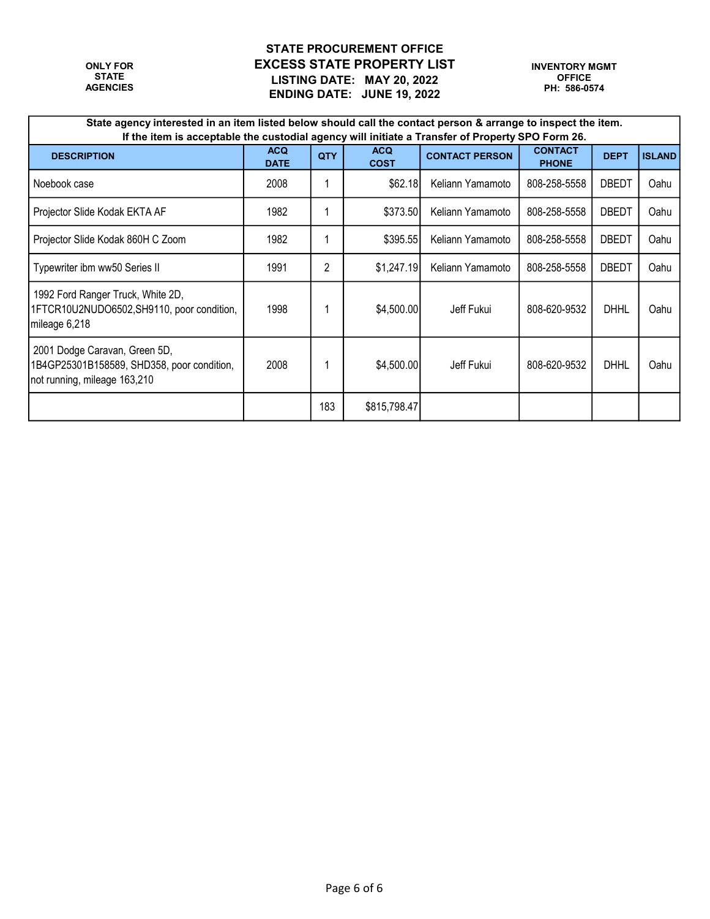**ONLY FOR STATE AGENCIES**

# STATE PROCUREMENT OFFICE
## EXCESS STATE PROPERTY LIST
### LISTING DATE: MAY 20, 2022
### ENDING DATE: JUNE 19, 2022

**INVENTORY MGMT OFFICE**
**PH: 586-0574**

**State agency interested in an item listed below should call the contact person & arrange to inspect the item. If the item is acceptable the custodial agency will initiate a Transfer of Property SPO Form 26.**

| DESCRIPTION | ACQ DATE | QTY | ACQ COST | CONTACT PERSON | CONTACT PHONE | DEPT | ISLAND |
|---|---|---|---|---|---|---|---|
| Noebook case | 2008 | 1 | $62.18 | Keliann Yamamoto | 808-258-5558 | DBEDT | Oahu |
| Projector Slide Kodak EKTA AF | 1982 | 1 | $373.50 | Keliann Yamamoto | 808-258-5558 | DBEDT | Oahu |
| Projector Slide Kodak 860H C Zoom | 1982 | 1 | $395.55 | Keliann Yamamoto | 808-258-5558 | DBEDT | Oahu |
| Typewriter ibm ww50 Series II | 1991 | 2 | $1,247.19 | Keliann Yamamoto | 808-258-5558 | DBEDT | Oahu |
| 1992 Ford Ranger Truck, White 2D, 1FTCR10U2NUDO6502,SH9110, poor condition, mileage 6,218 | 1998 | 1 | $4,500.00 | Jeff Fukui | 808-620-9532 | DHHL | Oahu |
| 2001 Dodge Caravan, Green 5D, 1B4GP25301B158589, SHD358, poor condition, not running, mileage 163,210 | 2008 | 1 | $4,500.00 | Jeff Fukui | 808-620-9532 | DHHL | Oahu |
| | | 183 | $815,798.47 | | | | |